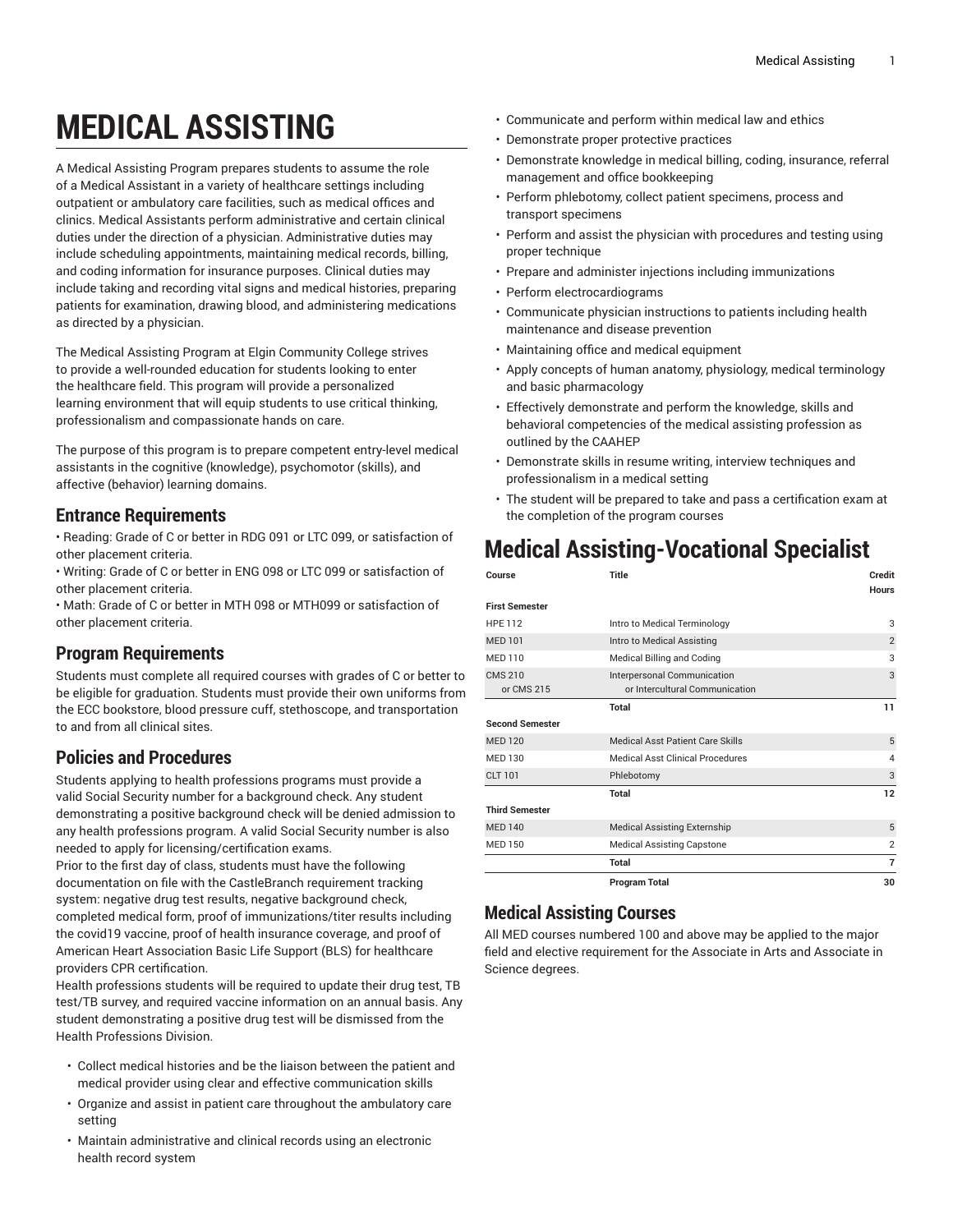# MEDICAL ASSISTING

A Medical Assisting Program prepares students to assume the role of a Medical Assistant in a variety of healthcare settings including outpatient or ambulatory care facilities, such as medical offices and clinics. Medical Assistants perform administrative and certain clinical duties under the direction of a physician. Administrative duties may include scheduling appointments, maintaining medical records, billing, and coding information for insurance purposes. Clinical duties may include taking and recording vital signs and medical histories, preparing patients for examination, drawing blood, and administering medications as directed by a physician.

The Medical Assisting Program at Elgin Community College strives to provide a well-rounded education for students looking to enter the healthcare field. This program will provide a personalized learning environment that will equip students to use critical thinking, professionalism and compassionate hands on care.

The purpose of this program is to prepare competent entry-level medical assistants in the cognitive (knowledge), psychomotor (skills), and affective (behavior) learning domains.

## Entrance Requirements

• Reading: Grade of C or better in RDG 091 or LTC 099, or satisfaction of other placement criteria.
• Writing: Grade of C or better in ENG 098 or LTC 099 or satisfaction of other placement criteria.
• Math: Grade of C or better in MTH 098 or MTH099 or satisfaction of other placement criteria.

## Program Requirements

Students must complete all required courses with grades of C or better to be eligible for graduation. Students must provide their own uniforms from the ECC bookstore, blood pressure cuff, stethoscope, and transportation to and from all clinical sites.

## Policies and Procedures

Students applying to health professions programs must provide a valid Social Security number for a background check. Any student demonstrating a positive background check will be denied admission to any health professions program. A valid Social Security number is also needed to apply for licensing/certification exams.
Prior to the first day of class, students must have the following documentation on file with the CastleBranch requirement tracking system: negative drug test results, negative background check, completed medical form, proof of immunizations/titer results including the covid19 vaccine, proof of health insurance coverage, and proof of American Heart Association Basic Life Support (BLS) for healthcare providers CPR certification.
Health professions students will be required to update their drug test, TB test/TB survey, and required vaccine information on an annual basis. Any student demonstrating a positive drug test will be dismissed from the Health Professions Division.

- Collect medical histories and be the liaison between the patient and medical provider using clear and effective communication skills
- Organize and assist in patient care throughout the ambulatory care setting
- Maintain administrative and clinical records using an electronic health record system
- Communicate and perform within medical law and ethics
- Demonstrate proper protective practices
- Demonstrate knowledge in medical billing, coding, insurance, referral management and office bookkeeping
- Perform phlebotomy, collect patient specimens, process and transport specimens
- Perform and assist the physician with procedures and testing using proper technique
- Prepare and administer injections including immunizations
- Perform electrocardiograms
- Communicate physician instructions to patients including health maintenance and disease prevention
- Maintaining office and medical equipment
- Apply concepts of human anatomy, physiology, medical terminology and basic pharmacology
- Effectively demonstrate and perform the knowledge, skills and behavioral competencies of the medical assisting profession as outlined by the CAAHEP
- Demonstrate skills in resume writing, interview techniques and professionalism in a medical setting
- The student will be prepared to take and pass a certification exam at the completion of the program courses

# Medical Assisting-Vocational Specialist

| Course | Title | Credit Hours |
|---|---|---|
| **First Semester** | | |
| HPE 112 | Intro to Medical Terminology | 3 |
| MED 101 | Intro to Medical Assisting | 2 |
| MED 110 | Medical Billing and Coding | 3 |
| CMS 210 or CMS 215 | Interpersonal Communication or Intercultural Communication | 3 |
| | **Total** | **11** |
| **Second Semester** | | |
| MED 120 | Medical Asst Patient Care Skills | 5 |
| MED 130 | Medical Asst Clinical Procedures | 4 |
| CLT 101 | Phlebotomy | 3 |
| | **Total** | **12** |
| **Third Semester** | | |
| MED 140 | Medical Assisting Externship | 5 |
| MED 150 | Medical Assisting Capstone | 2 |
| | **Total** | **7** |
| | **Program Total** | **30** |

## Medical Assisting Courses

All MED courses numbered 100 and above may be applied to the major field and elective requirement for the Associate in Arts and Associate in Science degrees.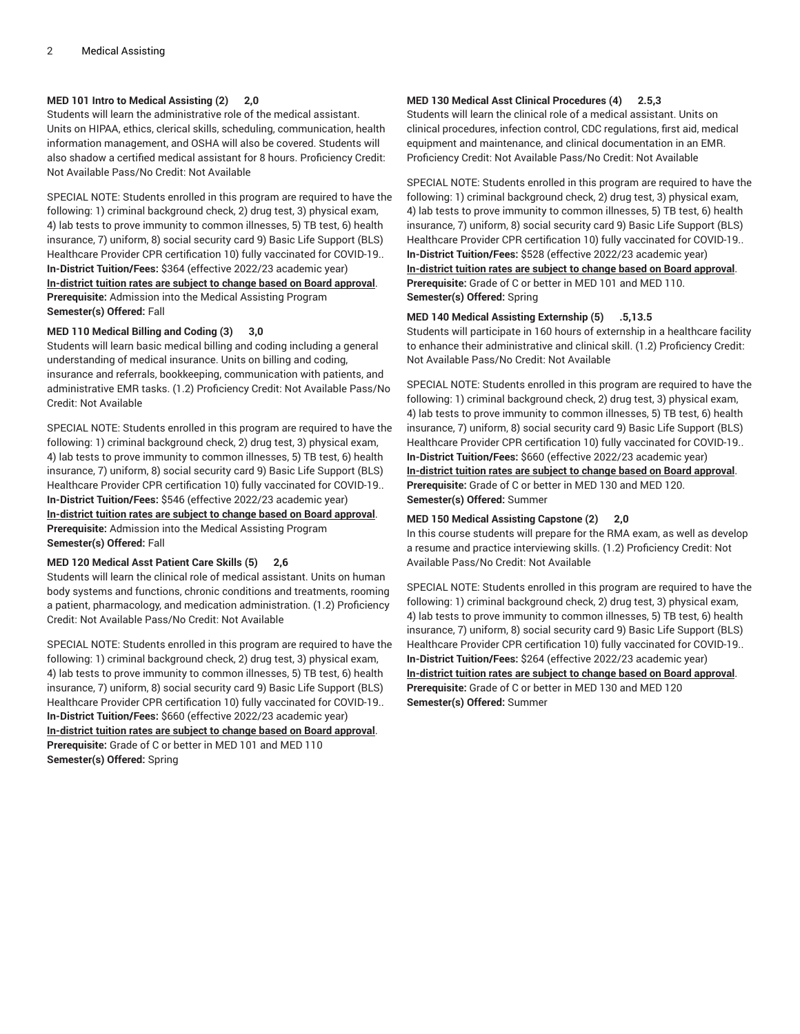**MED 101 Intro to Medical Assisting (2) 2,0**
Students will learn the administrative role of the medical assistant. Units on HIPAA, ethics, clerical skills, scheduling, communication, health information management, and OSHA will also be covered. Students will also shadow a certified medical assistant for 8 hours. Proficiency Credit: Not Available Pass/No Credit: Not Available

SPECIAL NOTE: Students enrolled in this program are required to have the following: 1) criminal background check, 2) drug test, 3) physical exam, 4) lab tests to prove immunity to common illnesses, 5) TB test, 6) health insurance, 7) uniform, 8) social security card 9) Basic Life Support (BLS) Healthcare Provider CPR certification 10) fully vaccinated for COVID-19..
**In-District Tuition/Fees:** $364 (effective 2022/23 academic year)
**In-district tuition rates are subject to change based on Board approval**.
**Prerequisite:** Admission into the Medical Assisting Program
**Semester(s) Offered:** Fall

**MED 110 Medical Billing and Coding (3) 3,0**
Students will learn basic medical billing and coding including a general understanding of medical insurance. Units on billing and coding, insurance and referrals, bookkeeping, communication with patients, and administrative EMR tasks. (1.2) Proficiency Credit: Not Available Pass/No Credit: Not Available

SPECIAL NOTE: Students enrolled in this program are required to have the following: 1) criminal background check, 2) drug test, 3) physical exam, 4) lab tests to prove immunity to common illnesses, 5) TB test, 6) health insurance, 7) uniform, 8) social security card 9) Basic Life Support (BLS) Healthcare Provider CPR certification 10) fully vaccinated for COVID-19..
**In-District Tuition/Fees:** $546 (effective 2022/23 academic year)
**In-district tuition rates are subject to change based on Board approval**.
**Prerequisite:** Admission into the Medical Assisting Program
**Semester(s) Offered:** Fall

**MED 120 Medical Asst Patient Care Skills (5) 2,6**
Students will learn the clinical role of medical assistant. Units on human body systems and functions, chronic conditions and treatments, rooming a patient, pharmacology, and medication administration. (1.2) Proficiency Credit: Not Available Pass/No Credit: Not Available

SPECIAL NOTE: Students enrolled in this program are required to have the following: 1) criminal background check, 2) drug test, 3) physical exam, 4) lab tests to prove immunity to common illnesses, 5) TB test, 6) health insurance, 7) uniform, 8) social security card 9) Basic Life Support (BLS) Healthcare Provider CPR certification 10) fully vaccinated for COVID-19..
**In-District Tuition/Fees:** $660 (effective 2022/23 academic year)
**In-district tuition rates are subject to change based on Board approval**.
**Prerequisite:** Grade of C or better in MED 101 and MED 110
**Semester(s) Offered:** Spring

**MED 130 Medical Asst Clinical Procedures (4) 2.5,3**
Students will learn the clinical role of a medical assistant. Units on clinical procedures, infection control, CDC regulations, first aid, medical equipment and maintenance, and clinical documentation in an EMR. Proficiency Credit: Not Available Pass/No Credit: Not Available

SPECIAL NOTE: Students enrolled in this program are required to have the following: 1) criminal background check, 2) drug test, 3) physical exam, 4) lab tests to prove immunity to common illnesses, 5) TB test, 6) health insurance, 7) uniform, 8) social security card 9) Basic Life Support (BLS) Healthcare Provider CPR certification 10) fully vaccinated for COVID-19..
**In-District Tuition/Fees:** $528 (effective 2022/23 academic year)
**In-district tuition rates are subject to change based on Board approval**.
**Prerequisite:** Grade of C or better in MED 101 and MED 110.
**Semester(s) Offered:** Spring

**MED 140 Medical Assisting Externship (5) .5,13.5**
Students will participate in 160 hours of externship in a healthcare facility to enhance their administrative and clinical skill. (1.2) Proficiency Credit: Not Available Pass/No Credit: Not Available

SPECIAL NOTE: Students enrolled in this program are required to have the following: 1) criminal background check, 2) drug test, 3) physical exam, 4) lab tests to prove immunity to common illnesses, 5) TB test, 6) health insurance, 7) uniform, 8) social security card 9) Basic Life Support (BLS) Healthcare Provider CPR certification 10) fully vaccinated for COVID-19..
**In-District Tuition/Fees:** $660 (effective 2022/23 academic year)
**In-district tuition rates are subject to change based on Board approval**.
**Prerequisite:** Grade of C or better in MED 130 and MED 120.
**Semester(s) Offered:** Summer

**MED 150 Medical Assisting Capstone (2) 2,0**
In this course students will prepare for the RMA exam, as well as develop a resume and practice interviewing skills. (1.2) Proficiency Credit: Not Available Pass/No Credit: Not Available

SPECIAL NOTE: Students enrolled in this program are required to have the following: 1) criminal background check, 2) drug test, 3) physical exam, 4) lab tests to prove immunity to common illnesses, 5) TB test, 6) health insurance, 7) uniform, 8) social security card 9) Basic Life Support (BLS) Healthcare Provider CPR certification 10) fully vaccinated for COVID-19..
**In-District Tuition/Fees:** $264 (effective 2022/23 academic year)
**In-district tuition rates are subject to change based on Board approval**.
**Prerequisite:** Grade of C or better in MED 130 and MED 120
**Semester(s) Offered:** Summer